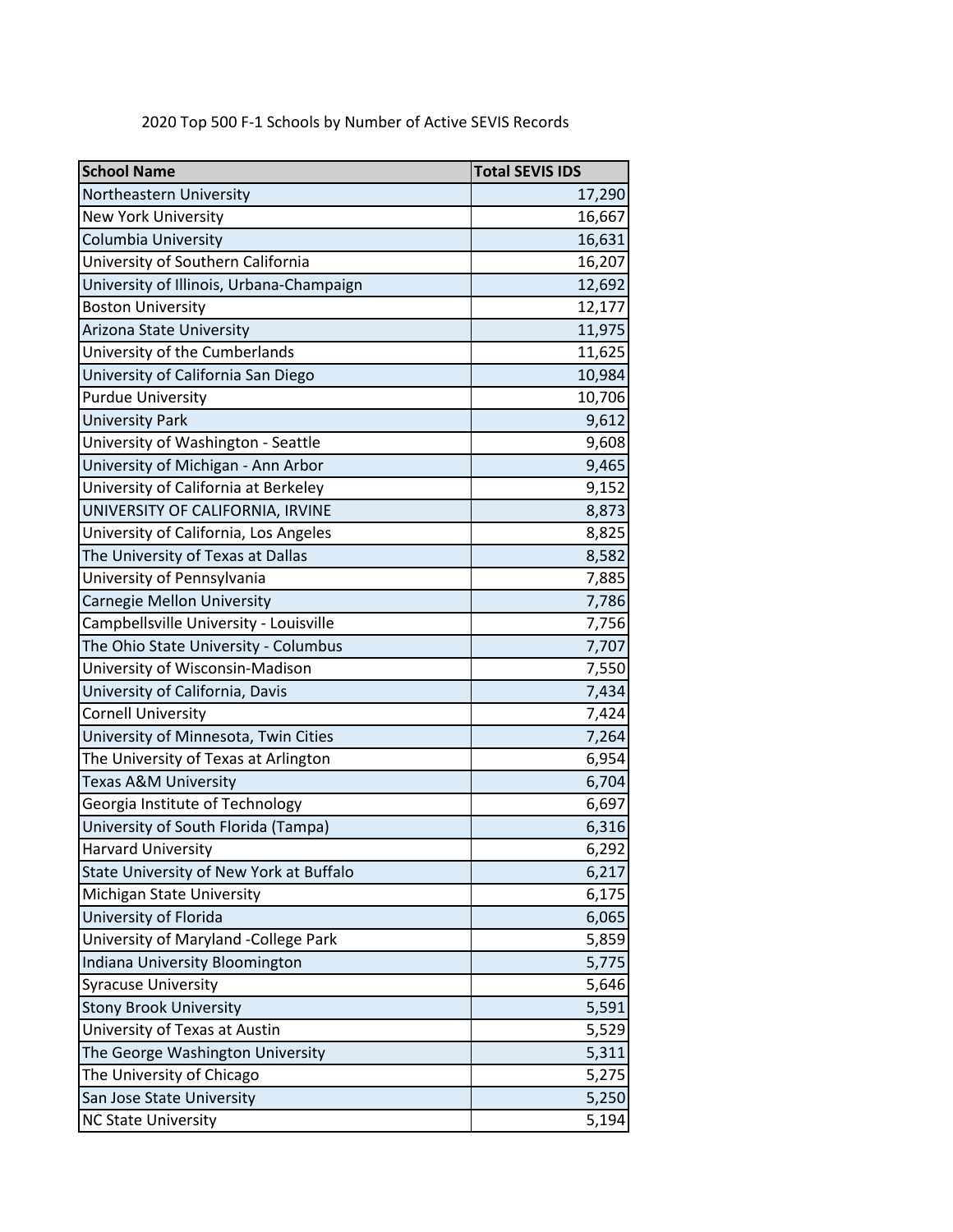2020 Top 500 F-1 Schools by Number of Active SEVIS Records

| School Name | Total SEVIS IDS |
|---|---:|
| Northeastern University | 17,290 |
| New York University | 16,667 |
| Columbia University | 16,631 |
| University of Southern California | 16,207 |
| University of Illinois, Urbana-Champaign | 12,692 |
| Boston University | 12,177 |
| Arizona State University | 11,975 |
| University of the Cumberlands | 11,625 |
| University of California San Diego | 10,984 |
| Purdue University | 10,706 |
| University Park | 9,612 |
| University of Washington - Seattle | 9,608 |
| University of Michigan - Ann Arbor | 9,465 |
| University of California at Berkeley | 9,152 |
| UNIVERSITY OF CALIFORNIA, IRVINE | 8,873 |
| University of California, Los Angeles | 8,825 |
| The University of Texas at Dallas | 8,582 |
| University of Pennsylvania | 7,885 |
| Carnegie Mellon University | 7,786 |
| Campbellsville University - Louisville | 7,756 |
| The Ohio State University - Columbus | 7,707 |
| University of Wisconsin-Madison | 7,550 |
| University of California, Davis | 7,434 |
| Cornell University | 7,424 |
| University of Minnesota, Twin Cities | 7,264 |
| The University of Texas at Arlington | 6,954 |
| Texas A&M University | 6,704 |
| Georgia Institute of Technology | 6,697 |
| University of South Florida (Tampa) | 6,316 |
| Harvard University | 6,292 |
| State University of New York at Buffalo | 6,217 |
| Michigan State University | 6,175 |
| University of Florida | 6,065 |
| University of Maryland -College Park | 5,859 |
| Indiana University Bloomington | 5,775 |
| Syracuse University | 5,646 |
| Stony Brook University | 5,591 |
| University of Texas at Austin | 5,529 |
| The George Washington University | 5,311 |
| The University of Chicago | 5,275 |
| San Jose State University | 5,250 |
| NC State University | 5,194 |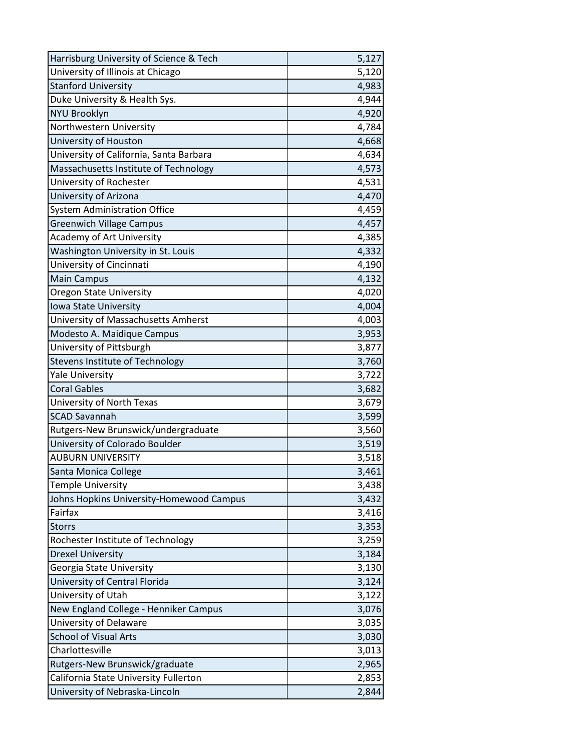| | |
|---|---|
| Harrisburg University of Science & Tech | 5,127 |
| University of Illinois at Chicago | 5,120 |
| Stanford University | 4,983 |
| Duke University & Health Sys. | 4,944 |
| NYU Brooklyn | 4,920 |
| Northwestern University | 4,784 |
| University of Houston | 4,668 |
| University of California, Santa Barbara | 4,634 |
| Massachusetts Institute of Technology | 4,573 |
| University of Rochester | 4,531 |
| University of Arizona | 4,470 |
| System Administration Office | 4,459 |
| Greenwich Village Campus | 4,457 |
| Academy of Art University | 4,385 |
| Washington University in St. Louis | 4,332 |
| University of Cincinnati | 4,190 |
| Main Campus | 4,132 |
| Oregon State University | 4,020 |
| Iowa State University | 4,004 |
| University of Massachusetts Amherst | 4,003 |
| Modesto A. Maidique Campus | 3,953 |
| University of Pittsburgh | 3,877 |
| Stevens Institute of Technology | 3,760 |
| Yale University | 3,722 |
| Coral Gables | 3,682 |
| University of North Texas | 3,679 |
| SCAD Savannah | 3,599 |
| Rutgers-New Brunswick/undergraduate | 3,560 |
| University of Colorado Boulder | 3,519 |
| AUBURN UNIVERSITY | 3,518 |
| Santa Monica College | 3,461 |
| Temple University | 3,438 |
| Johns Hopkins University-Homewood Campus | 3,432 |
| Fairfax | 3,416 |
| Storrs | 3,353 |
| Rochester Institute of Technology | 3,259 |
| Drexel University | 3,184 |
| Georgia State University | 3,130 |
| University of Central Florida | 3,124 |
| University of Utah | 3,122 |
| New England College - Henniker Campus | 3,076 |
| University of Delaware | 3,035 |
| School of Visual Arts | 3,030 |
| Charlottesville | 3,013 |
| Rutgers-New Brunswick/graduate | 2,965 |
| California State University Fullerton | 2,853 |
| University of Nebraska-Lincoln | 2,844 |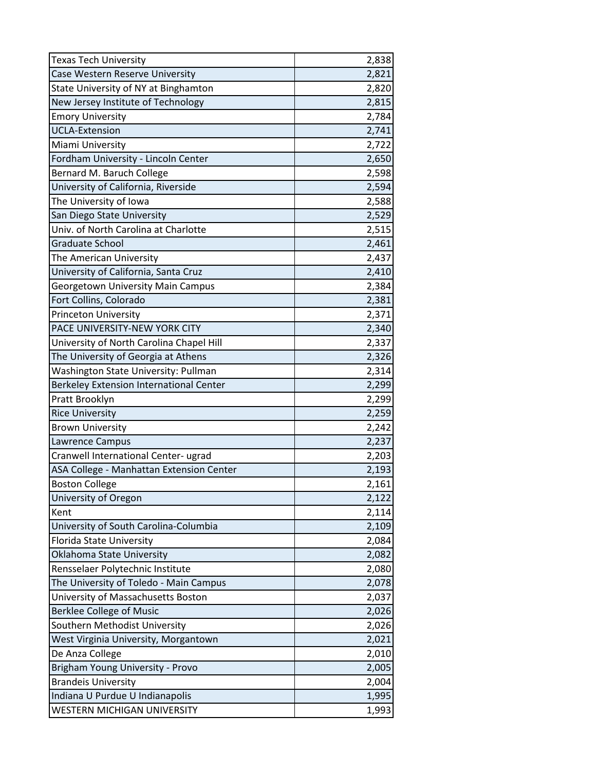| | |
|---|---|
| Texas Tech University | 2,838 |
| Case Western Reserve University | 2,821 |
| State University of NY at Binghamton | 2,820 |
| New Jersey Institute of Technology | 2,815 |
| Emory University | 2,784 |
| UCLA-Extension | 2,741 |
| Miami University | 2,722 |
| Fordham University - Lincoln Center | 2,650 |
| Bernard M. Baruch College | 2,598 |
| University of California, Riverside | 2,594 |
| The University of Iowa | 2,588 |
| San Diego State University | 2,529 |
| Univ. of North Carolina at Charlotte | 2,515 |
| Graduate School | 2,461 |
| The American University | 2,437 |
| University of California, Santa Cruz | 2,410 |
| Georgetown University Main Campus | 2,384 |
| Fort Collins, Colorado | 2,381 |
| Princeton University | 2,371 |
| PACE UNIVERSITY-NEW YORK CITY | 2,340 |
| University of North Carolina Chapel Hill | 2,337 |
| The University of Georgia at Athens | 2,326 |
| Washington State University: Pullman | 2,314 |
| Berkeley Extension International Center | 2,299 |
| Pratt Brooklyn | 2,299 |
| Rice University | 2,259 |
| Brown University | 2,242 |
| Lawrence Campus | 2,237 |
| Cranwell International Center- ugrad | 2,203 |
| ASA College - Manhattan Extension Center | 2,193 |
| Boston College | 2,161 |
| University of Oregon | 2,122 |
| Kent | 2,114 |
| University of South Carolina-Columbia | 2,109 |
| Florida State University | 2,084 |
| Oklahoma State University | 2,082 |
| Rensselaer Polytechnic Institute | 2,080 |
| The University of Toledo - Main Campus | 2,078 |
| University of Massachusetts Boston | 2,037 |
| Berklee College of Music | 2,026 |
| Southern Methodist University | 2,026 |
| West Virginia University, Morgantown | 2,021 |
| De Anza College | 2,010 |
| Brigham Young University - Provo | 2,005 |
| Brandeis University | 2,004 |
| Indiana U Purdue U Indianapolis | 1,995 |
| WESTERN MICHIGAN UNIVERSITY | 1,993 |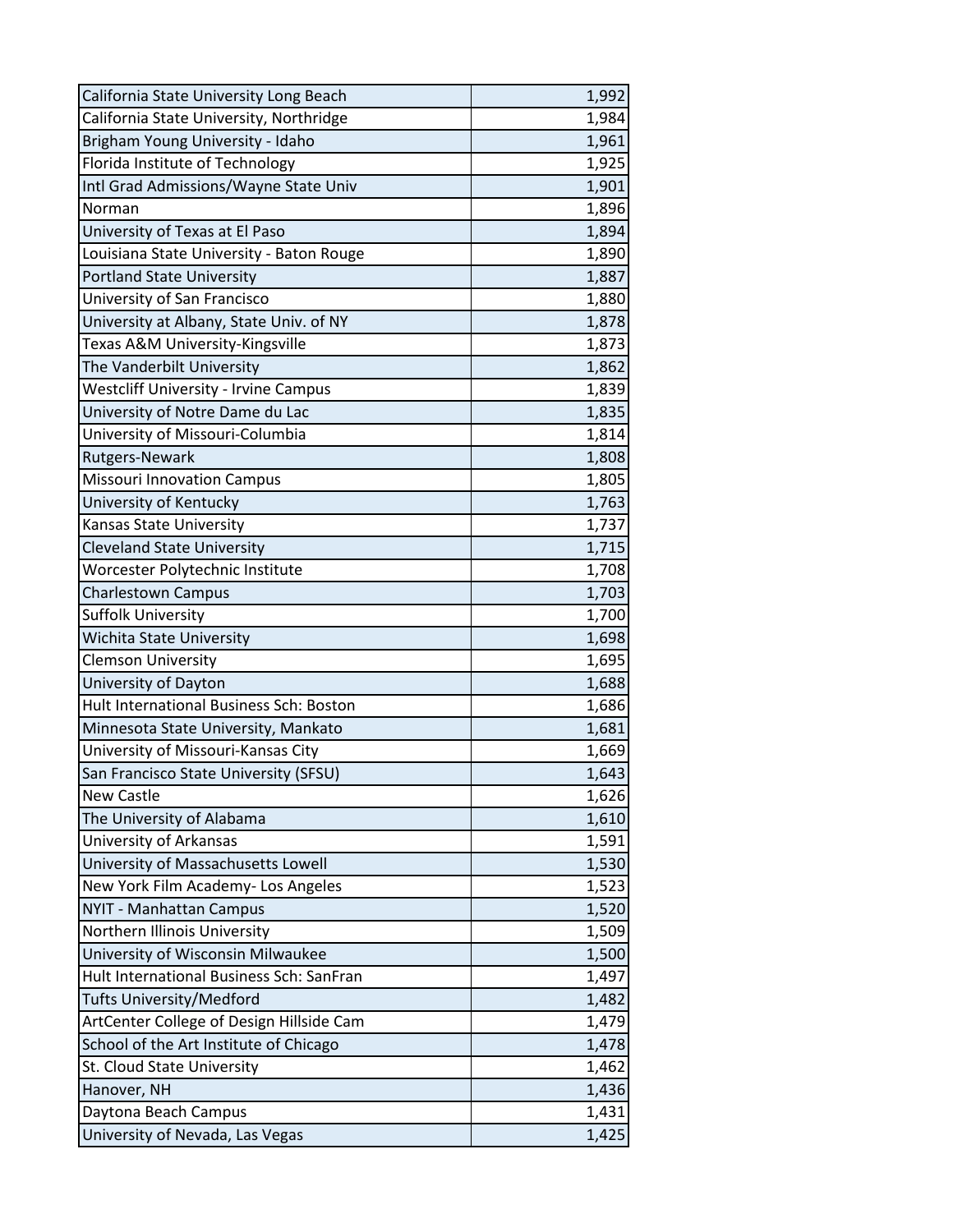| | |
|---|---|
| California State University Long Beach | 1,992 |
| California State University, Northridge | 1,984 |
| Brigham Young University - Idaho | 1,961 |
| Florida Institute of Technology | 1,925 |
| Intl Grad Admissions/Wayne State Univ | 1,901 |
| Norman | 1,896 |
| University of Texas at El Paso | 1,894 |
| Louisiana State University - Baton Rouge | 1,890 |
| Portland State University | 1,887 |
| University of San Francisco | 1,880 |
| University at Albany, State Univ. of NY | 1,878 |
| Texas A&M University-Kingsville | 1,873 |
| The Vanderbilt University | 1,862 |
| Westcliff University - Irvine Campus | 1,839 |
| University of Notre Dame du Lac | 1,835 |
| University of Missouri-Columbia | 1,814 |
| Rutgers-Newark | 1,808 |
| Missouri Innovation Campus | 1,805 |
| University of Kentucky | 1,763 |
| Kansas State University | 1,737 |
| Cleveland State University | 1,715 |
| Worcester Polytechnic Institute | 1,708 |
| Charlestown Campus | 1,703 |
| Suffolk University | 1,700 |
| Wichita State University | 1,698 |
| Clemson University | 1,695 |
| University of Dayton | 1,688 |
| Hult International Business Sch: Boston | 1,686 |
| Minnesota State University, Mankato | 1,681 |
| University of Missouri-Kansas City | 1,669 |
| San Francisco State University (SFSU) | 1,643 |
| New Castle | 1,626 |
| The University of Alabama | 1,610 |
| University of Arkansas | 1,591 |
| University of Massachusetts Lowell | 1,530 |
| New York Film Academy- Los Angeles | 1,523 |
| NYIT - Manhattan Campus | 1,520 |
| Northern Illinois University | 1,509 |
| University of Wisconsin Milwaukee | 1,500 |
| Hult International Business Sch: SanFran | 1,497 |
| Tufts University/Medford | 1,482 |
| ArtCenter College of Design Hillside Cam | 1,479 |
| School of the Art Institute of Chicago | 1,478 |
| St. Cloud State University | 1,462 |
| Hanover, NH | 1,436 |
| Daytona Beach Campus | 1,431 |
| University of Nevada, Las Vegas | 1,425 |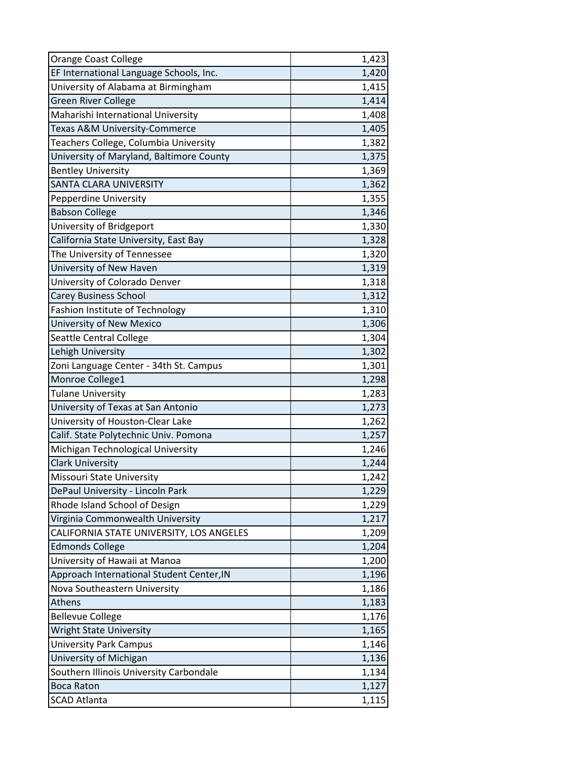| | |
|---|---|
| Orange Coast College | 1,423 |
| EF International Language Schools, Inc. | 1,420 |
| University of Alabama at Birmingham | 1,415 |
| Green River College | 1,414 |
| Maharishi International University | 1,408 |
| Texas A&M University-Commerce | 1,405 |
| Teachers College, Columbia University | 1,382 |
| University of Maryland, Baltimore County | 1,375 |
| Bentley University | 1,369 |
| SANTA CLARA UNIVERSITY | 1,362 |
| Pepperdine University | 1,355 |
| Babson College | 1,346 |
| University of Bridgeport | 1,330 |
| California State University, East Bay | 1,328 |
| The University of Tennessee | 1,320 |
| University of New Haven | 1,319 |
| University of Colorado Denver | 1,318 |
| Carey Business School | 1,312 |
| Fashion Institute of Technology | 1,310 |
| University of New Mexico | 1,306 |
| Seattle Central College | 1,304 |
| Lehigh University | 1,302 |
| Zoni Language Center - 34th St. Campus | 1,301 |
| Monroe College1 | 1,298 |
| Tulane University | 1,283 |
| University of Texas at San Antonio | 1,273 |
| University of Houston-Clear Lake | 1,262 |
| Calif. State Polytechnic Univ. Pomona | 1,257 |
| Michigan Technological University | 1,246 |
| Clark University | 1,244 |
| Missouri State University | 1,242 |
| DePaul University - Lincoln Park | 1,229 |
| Rhode Island School of Design | 1,229 |
| Virginia Commonwealth University | 1,217 |
| CALIFORNIA STATE UNIVERSITY, LOS ANGELES | 1,209 |
| Edmonds College | 1,204 |
| University of Hawaii at Manoa | 1,200 |
| Approach International Student Center,IN | 1,196 |
| Nova Southeastern University | 1,186 |
| Athens | 1,183 |
| Bellevue College | 1,176 |
| Wright State University | 1,165 |
| University Park Campus | 1,146 |
| University of Michigan | 1,136 |
| Southern Illinois University Carbondale | 1,134 |
| Boca Raton | 1,127 |
| SCAD Atlanta | 1,115 |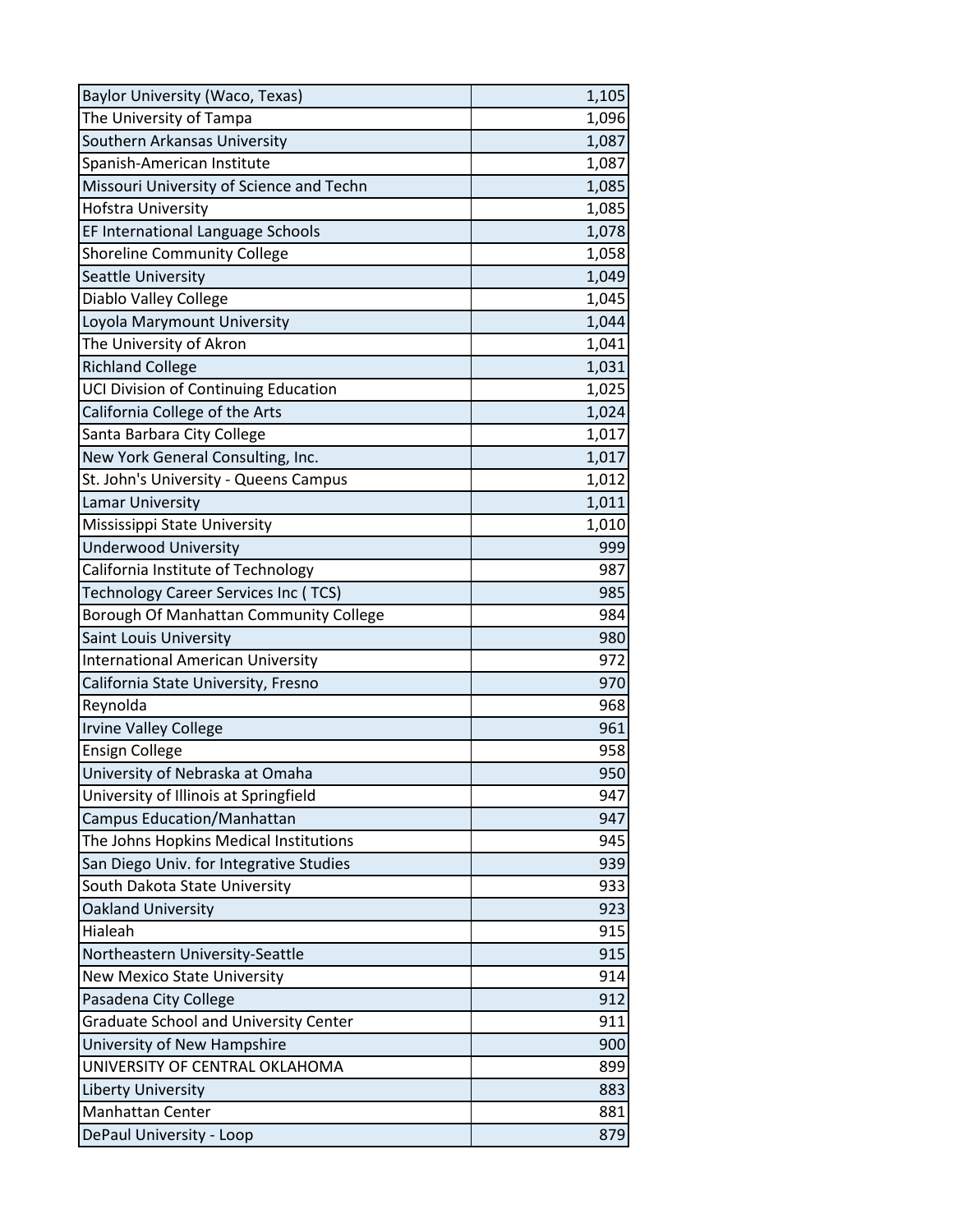| | |
|---|---|
| Baylor University (Waco, Texas) | 1,105 |
| The University of Tampa | 1,096 |
| Southern Arkansas University | 1,087 |
| Spanish-American Institute | 1,087 |
| Missouri University of Science and Techn | 1,085 |
| Hofstra University | 1,085 |
| EF International Language Schools | 1,078 |
| Shoreline Community College | 1,058 |
| Seattle University | 1,049 |
| Diablo Valley College | 1,045 |
| Loyola Marymount University | 1,044 |
| The University of Akron | 1,041 |
| Richland College | 1,031 |
| UCI Division of Continuing Education | 1,025 |
| California College of the Arts | 1,024 |
| Santa Barbara City College | 1,017 |
| New York General Consulting, Inc. | 1,017 |
| St. John's University - Queens Campus | 1,012 |
| Lamar University | 1,011 |
| Mississippi State University | 1,010 |
| Underwood University | 999 |
| California Institute of Technology | 987 |
| Technology Career Services Inc ( TCS) | 985 |
| Borough Of Manhattan Community College | 984 |
| Saint Louis University | 980 |
| International American University | 972 |
| California State University, Fresno | 970 |
| Reynolda | 968 |
| Irvine Valley College | 961 |
| Ensign College | 958 |
| University of Nebraska at Omaha | 950 |
| University of Illinois at Springfield | 947 |
| Campus Education/Manhattan | 947 |
| The Johns Hopkins Medical Institutions | 945 |
| San Diego Univ. for Integrative Studies | 939 |
| South Dakota State University | 933 |
| Oakland University | 923 |
| Hialeah | 915 |
| Northeastern University-Seattle | 915 |
| New Mexico State University | 914 |
| Pasadena City College | 912 |
| Graduate School and University Center | 911 |
| University of New Hampshire | 900 |
| UNIVERSITY OF CENTRAL OKLAHOMA | 899 |
| Liberty University | 883 |
| Manhattan Center | 881 |
| DePaul University - Loop | 879 |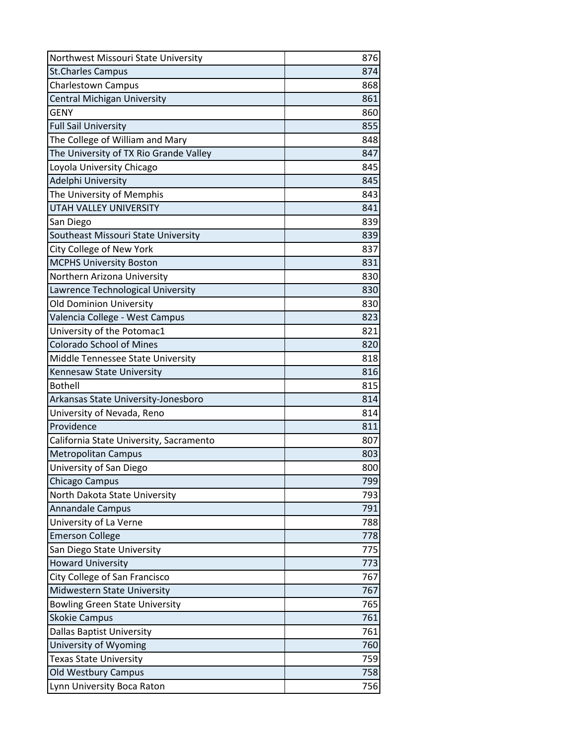| | |
|---|---|
| Northwest Missouri State University | 876 |
| St.Charles Campus | 874 |
| Charlestown Campus | 868 |
| Central Michigan University | 861 |
| GENY | 860 |
| Full Sail University | 855 |
| The College of William and Mary | 848 |
| The University of TX Rio Grande Valley | 847 |
| Loyola University Chicago | 845 |
| Adelphi University | 845 |
| The University of Memphis | 843 |
| UTAH VALLEY UNIVERSITY | 841 |
| San Diego | 839 |
| Southeast Missouri State University | 839 |
| City College of New York | 837 |
| MCPHS University Boston | 831 |
| Northern Arizona University | 830 |
| Lawrence Technological University | 830 |
| Old Dominion University | 830 |
| Valencia College - West Campus | 823 |
| University of the Potomac1 | 821 |
| Colorado School of Mines | 820 |
| Middle Tennessee State University | 818 |
| Kennesaw State University | 816 |
| Bothell | 815 |
| Arkansas State University-Jonesboro | 814 |
| University of Nevada, Reno | 814 |
| Providence | 811 |
| California State University, Sacramento | 807 |
| Metropolitan Campus | 803 |
| University of San Diego | 800 |
| Chicago Campus | 799 |
| North Dakota State University | 793 |
| Annandale Campus | 791 |
| University of La Verne | 788 |
| Emerson College | 778 |
| San Diego State University | 775 |
| Howard University | 773 |
| City College of San Francisco | 767 |
| Midwestern State University | 767 |
| Bowling Green State University | 765 |
| Skokie Campus | 761 |
| Dallas Baptist University | 761 |
| University of Wyoming | 760 |
| Texas State University | 759 |
| Old Westbury Campus | 758 |
| Lynn University Boca Raton | 756 |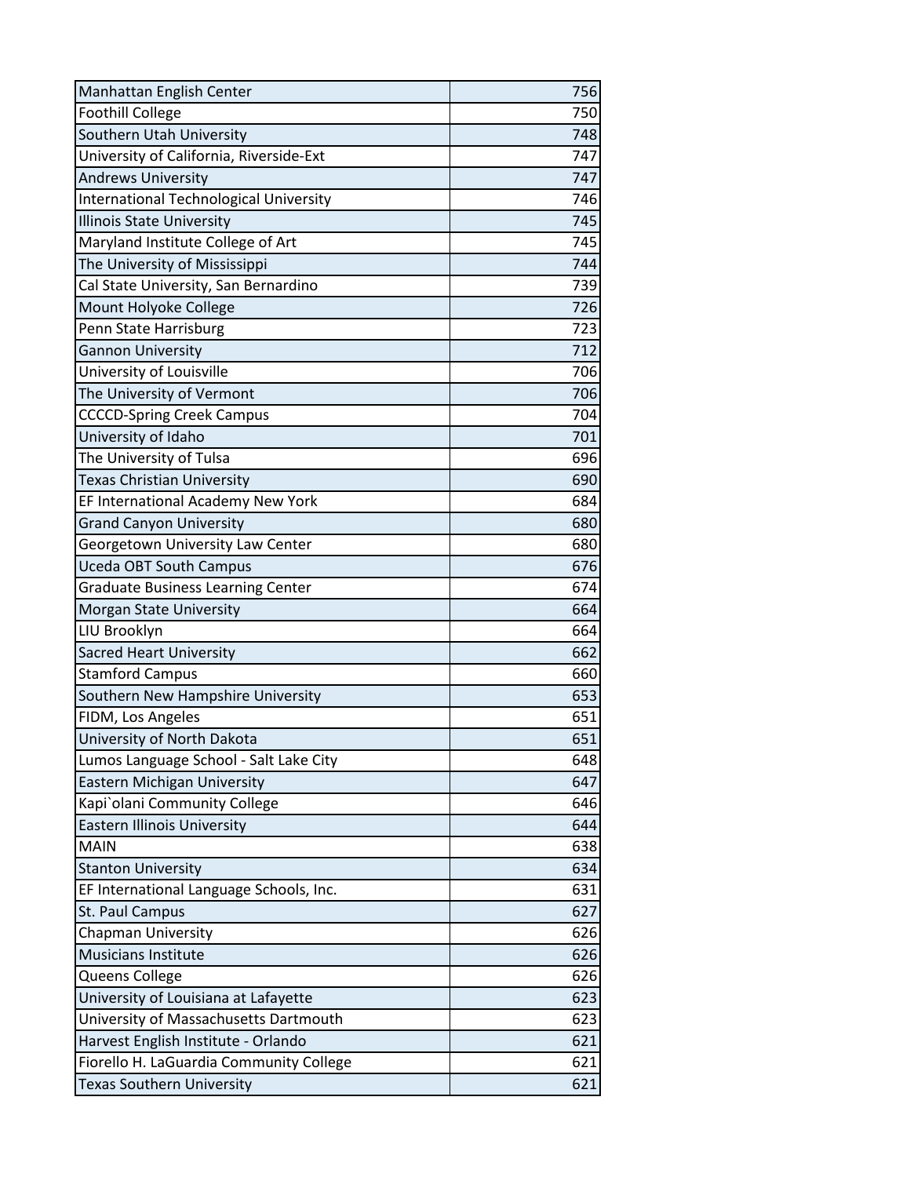| | |
|---|---|
| Manhattan English Center | 756 |
| Foothill College | 750 |
| Southern Utah University | 748 |
| University of California, Riverside-Ext | 747 |
| Andrews University | 747 |
| International Technological University | 746 |
| Illinois State University | 745 |
| Maryland Institute College of Art | 745 |
| The University of Mississippi | 744 |
| Cal State University, San Bernardino | 739 |
| Mount Holyoke College | 726 |
| Penn State Harrisburg | 723 |
| Gannon University | 712 |
| University of Louisville | 706 |
| The University of Vermont | 706 |
| CCCCD-Spring Creek Campus | 704 |
| University of Idaho | 701 |
| The University of Tulsa | 696 |
| Texas Christian University | 690 |
| EF International Academy New York | 684 |
| Grand Canyon University | 680 |
| Georgetown University Law Center | 680 |
| Uceda OBT South Campus | 676 |
| Graduate Business Learning Center | 674 |
| Morgan State University | 664 |
| LIU Brooklyn | 664 |
| Sacred Heart University | 662 |
| Stamford Campus | 660 |
| Southern New Hampshire University | 653 |
| FIDM, Los Angeles | 651 |
| University of North Dakota | 651 |
| Lumos Language School - Salt Lake City | 648 |
| Eastern Michigan University | 647 |
| Kapi`olani Community College | 646 |
| Eastern Illinois University | 644 |
| MAIN | 638 |
| Stanton University | 634 |
| EF International Language Schools, Inc. | 631 |
| St. Paul Campus | 627 |
| Chapman University | 626 |
| Musicians Institute | 626 |
| Queens College | 626 |
| University of Louisiana at Lafayette | 623 |
| University of Massachusetts Dartmouth | 623 |
| Harvest English Institute - Orlando | 621 |
| Fiorello H. LaGuardia Community College | 621 |
| Texas Southern University | 621 |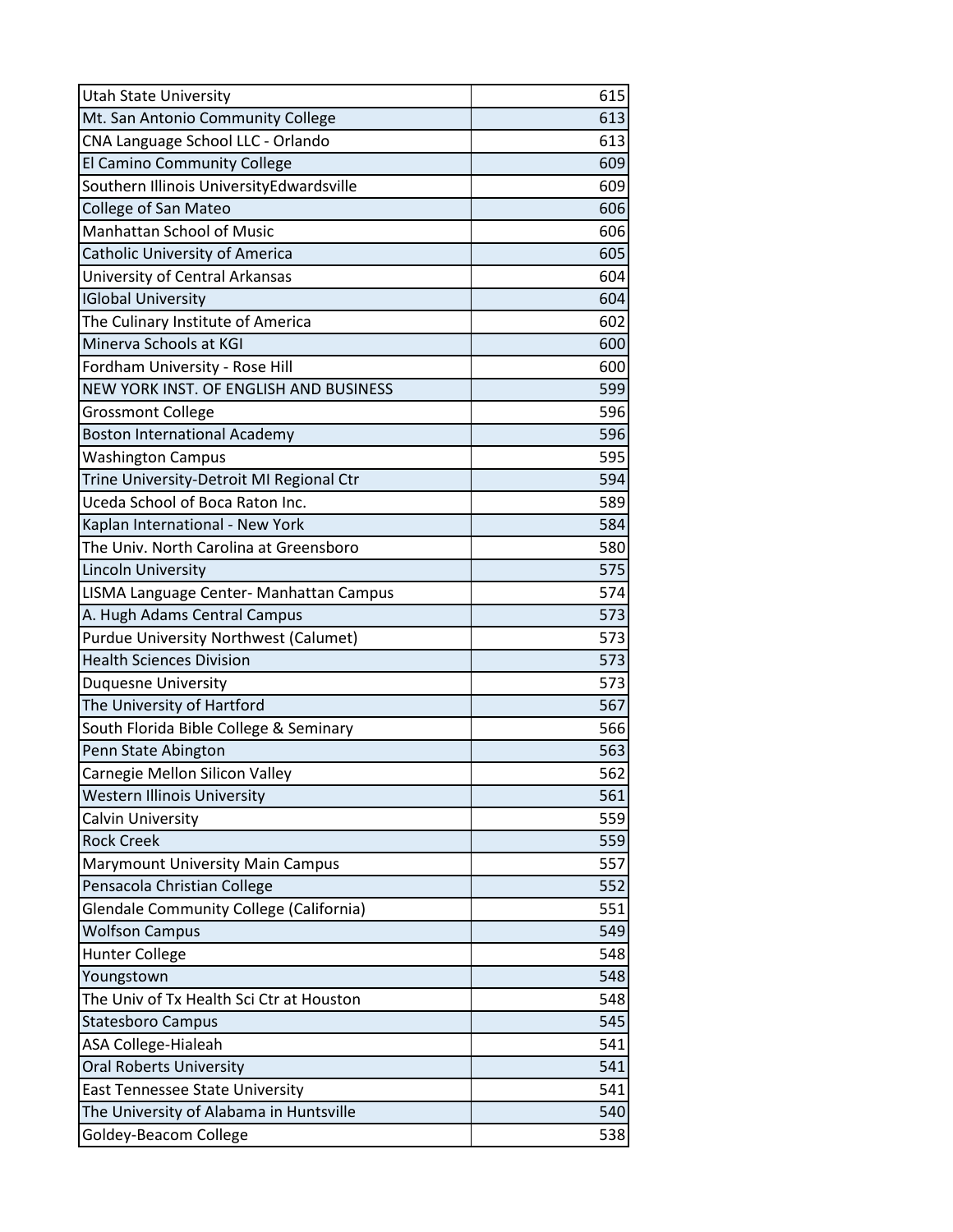| | |
|---|---|
| Utah State University | 615 |
| Mt. San Antonio Community College | 613 |
| CNA Language School LLC - Orlando | 613 |
| El Camino Community College | 609 |
| Southern Illinois UniversityEdwardsville | 609 |
| College of San Mateo | 606 |
| Manhattan School of Music | 606 |
| Catholic University of America | 605 |
| University of Central Arkansas | 604 |
| IGlobal University | 604 |
| The Culinary Institute of America | 602 |
| Minerva Schools at KGI | 600 |
| Fordham University - Rose Hill | 600 |
| NEW YORK INST. OF ENGLISH AND BUSINESS | 599 |
| Grossmont College | 596 |
| Boston International Academy | 596 |
| Washington Campus | 595 |
| Trine University-Detroit MI Regional Ctr | 594 |
| Uceda School of Boca Raton Inc. | 589 |
| Kaplan International - New York | 584 |
| The Univ. North Carolina at Greensboro | 580 |
| Lincoln University | 575 |
| LISMA Language Center- Manhattan Campus | 574 |
| A. Hugh Adams Central Campus | 573 |
| Purdue University Northwest (Calumet) | 573 |
| Health Sciences Division | 573 |
| Duquesne University | 573 |
| The University of Hartford | 567 |
| South Florida Bible College & Seminary | 566 |
| Penn State Abington | 563 |
| Carnegie Mellon Silicon Valley | 562 |
| Western Illinois University | 561 |
| Calvin University | 559 |
| Rock Creek | 559 |
| Marymount University Main Campus | 557 |
| Pensacola Christian College | 552 |
| Glendale Community College (California) | 551 |
| Wolfson Campus | 549 |
| Hunter College | 548 |
| Youngstown | 548 |
| The Univ of Tx Health Sci Ctr at Houston | 548 |
| Statesboro Campus | 545 |
| ASA College-Hialeah | 541 |
| Oral Roberts University | 541 |
| East Tennessee State University | 541 |
| The University of Alabama in Huntsville | 540 |
| Goldey-Beacom College | 538 |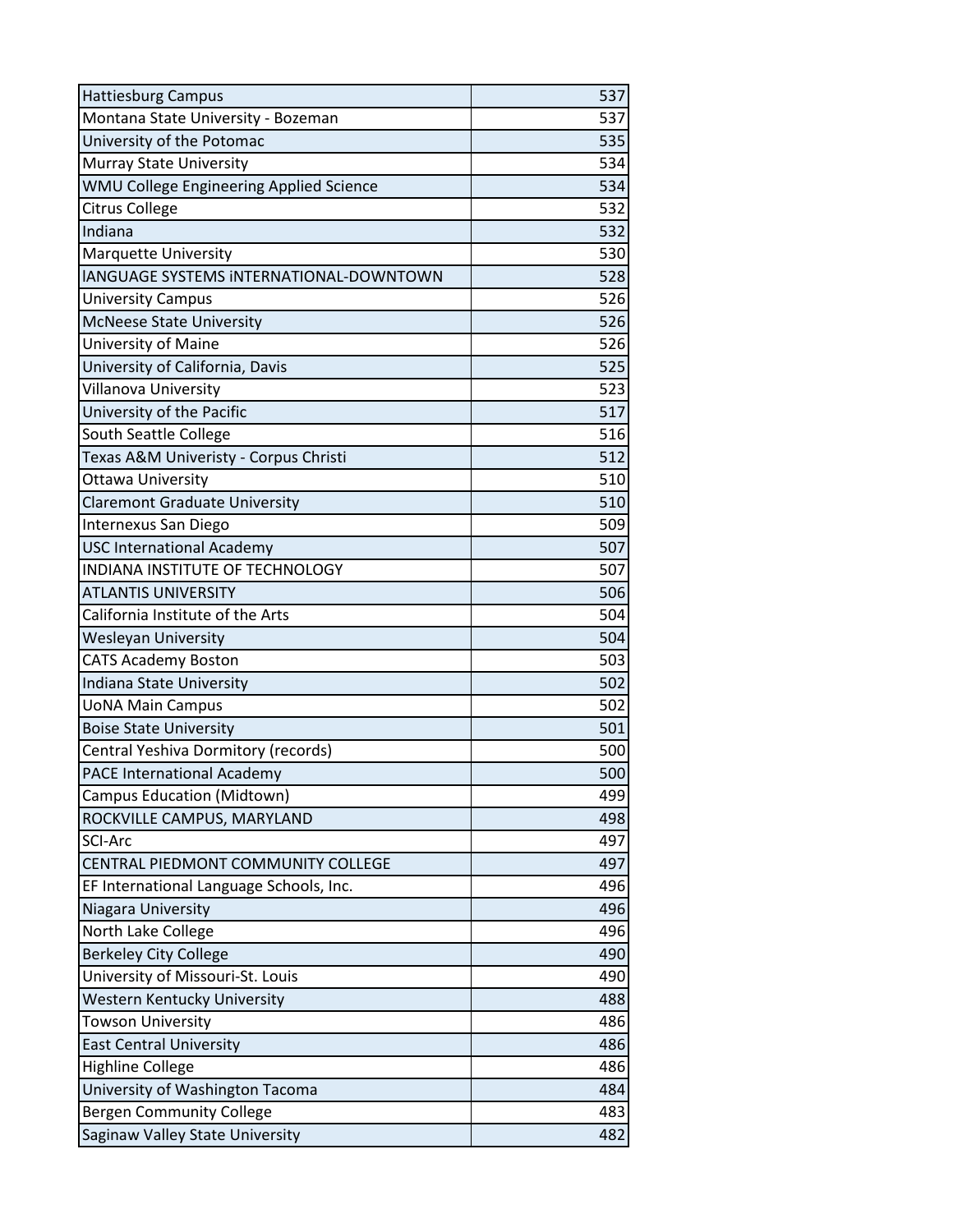| | |
|---|---|
| Hattiesburg Campus | 537 |
| Montana State University - Bozeman | 537 |
| University of the Potomac | 535 |
| Murray State University | 534 |
| WMU College Engineering Applied Science | 534 |
| Citrus College | 532 |
| Indiana | 532 |
| Marquette University | 530 |
| lANGUAGE SYSTEMS iNTERNATIONAL-DOWNTOWN | 528 |
| University Campus | 526 |
| McNeese State University | 526 |
| University of Maine | 526 |
| University of California, Davis | 525 |
| Villanova University | 523 |
| University of the Pacific | 517 |
| South Seattle College | 516 |
| Texas A&M Univeristy - Corpus Christi | 512 |
| Ottawa University | 510 |
| Claremont Graduate University | 510 |
| Internexus San Diego | 509 |
| USC International Academy | 507 |
| INDIANA INSTITUTE OF TECHNOLOGY | 507 |
| ATLANTIS UNIVERSITY | 506 |
| California Institute of the Arts | 504 |
| Wesleyan University | 504 |
| CATS Academy Boston | 503 |
| Indiana State University | 502 |
| UoNA Main Campus | 502 |
| Boise State University | 501 |
| Central Yeshiva Dormitory (records) | 500 |
| PACE International Academy | 500 |
| Campus Education (Midtown) | 499 |
| ROCKVILLE CAMPUS, MARYLAND | 498 |
| SCI-Arc | 497 |
| CENTRAL PIEDMONT COMMUNITY COLLEGE | 497 |
| EF International Language Schools, Inc. | 496 |
| Niagara University | 496 |
| North Lake College | 496 |
| Berkeley City College | 490 |
| University of Missouri-St. Louis | 490 |
| Western Kentucky University | 488 |
| Towson University | 486 |
| East Central University | 486 |
| Highline College | 486 |
| University of Washington Tacoma | 484 |
| Bergen Community College | 483 |
| Saginaw Valley State University | 482 |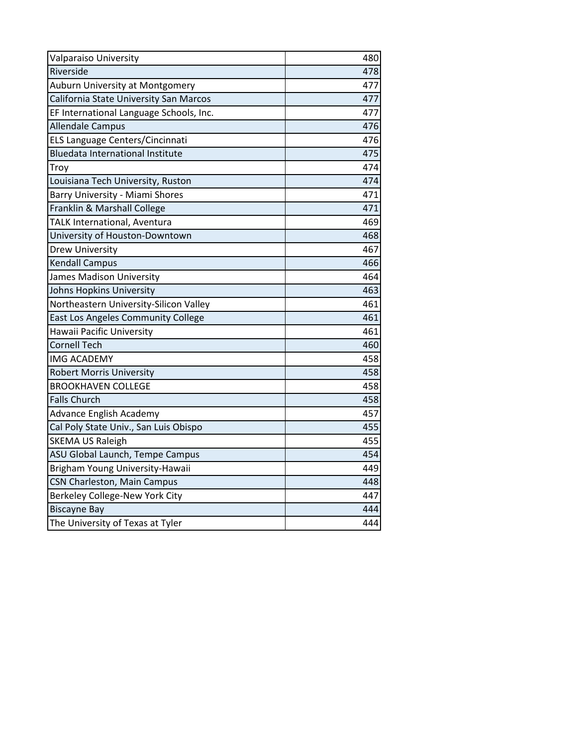| | |
|---|---|
| Valparaiso University | 480 |
| Riverside | 478 |
| Auburn University at Montgomery | 477 |
| California State University San Marcos | 477 |
| EF International Language Schools, Inc. | 477 |
| Allendale Campus | 476 |
| ELS Language Centers/Cincinnati | 476 |
| Bluedata International Institute | 475 |
| Troy | 474 |
| Louisiana Tech University, Ruston | 474 |
| Barry University - Miami Shores | 471 |
| Franklin & Marshall College | 471 |
| TALK International, Aventura | 469 |
| University of Houston-Downtown | 468 |
| Drew University | 467 |
| Kendall Campus | 466 |
| James Madison University | 464 |
| Johns Hopkins University | 463 |
| Northeastern University-Silicon Valley | 461 |
| East Los Angeles Community College | 461 |
| Hawaii Pacific University | 461 |
| Cornell Tech | 460 |
| IMG ACADEMY | 458 |
| Robert Morris University | 458 |
| BROOKHAVEN COLLEGE | 458 |
| Falls Church | 458 |
| Advance English Academy | 457 |
| Cal Poly State Univ., San Luis Obispo | 455 |
| SKEMA US Raleigh | 455 |
| ASU Global Launch, Tempe Campus | 454 |
| Brigham Young University-Hawaii | 449 |
| CSN Charleston, Main Campus | 448 |
| Berkeley College-New York City | 447 |
| Biscayne Bay | 444 |
| The University of Texas at Tyler | 444 |